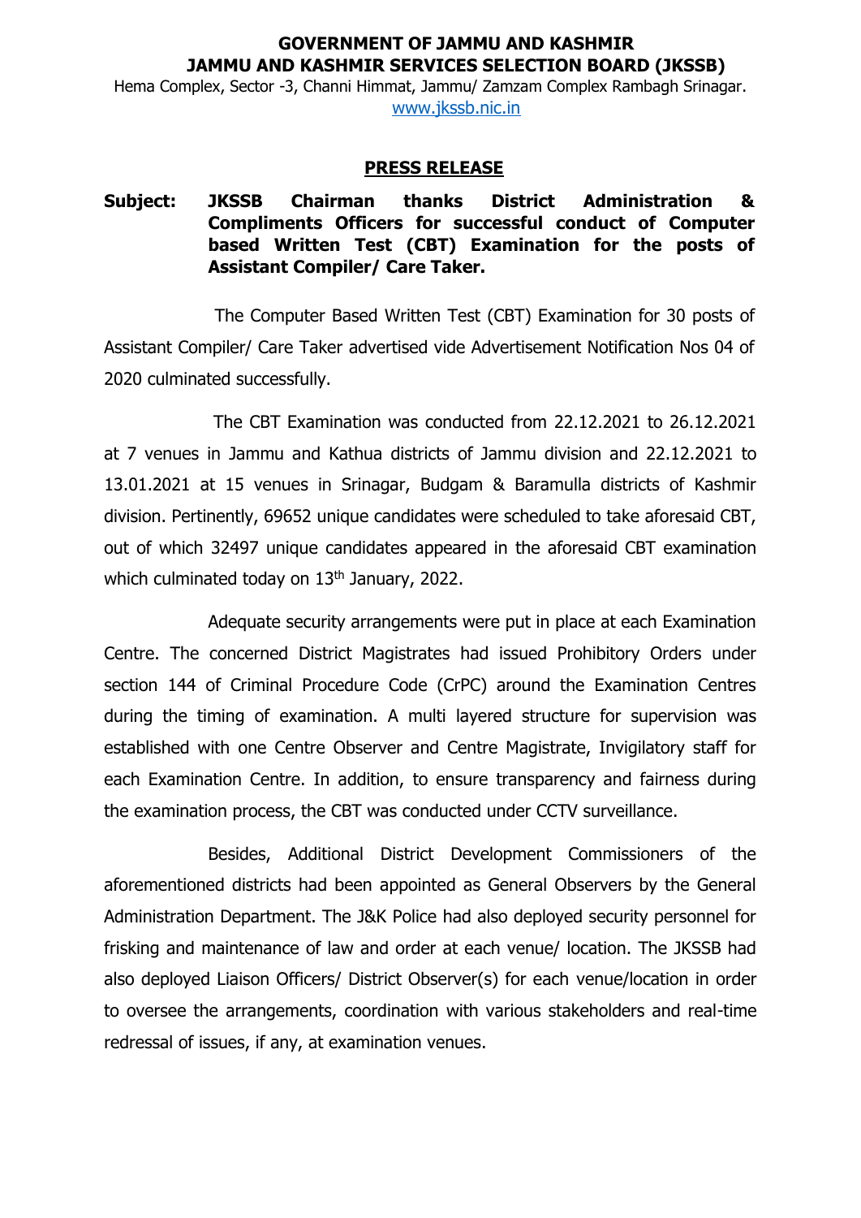**GOVERNMENT OF JAMMU AND KASHMIR**
**JAMMU AND KASHMIR SERVICES SELECTION BOARD (JKSSB)**

Hema Complex, Sector -3, Channi Himmat, Jammu/ Zamzam Complex Rambagh Srinagar.
www.jkssb.nic.in

## PRESS RELEASE

**Subject: JKSSB Chairman thanks District Administration & Compliments Officers for successful conduct of Computer based Written Test (CBT) Examination for the posts of Assistant Compiler/ Care Taker.**

The Computer Based Written Test (CBT) Examination for 30 posts of Assistant Compiler/ Care Taker advertised vide Advertisement Notification Nos 04 of 2020 culminated successfully.

The CBT Examination was conducted from 22.12.2021 to 26.12.2021 at 7 venues in Jammu and Kathua districts of Jammu division and 22.12.2021 to 13.01.2021 at 15 venues in Srinagar, Budgam & Baramulla districts of Kashmir division. Pertinently, 69652 unique candidates were scheduled to take aforesaid CBT, out of which 32497 unique candidates appeared in the aforesaid CBT examination which culminated today on 13th January, 2022.

Adequate security arrangements were put in place at each Examination Centre. The concerned District Magistrates had issued Prohibitory Orders under section 144 of Criminal Procedure Code (CrPC) around the Examination Centres during the timing of examination. A multi layered structure for supervision was established with one Centre Observer and Centre Magistrate, Invigilatory staff for each Examination Centre. In addition, to ensure transparency and fairness during the examination process, the CBT was conducted under CCTV surveillance.

Besides, Additional District Development Commissioners of the aforementioned districts had been appointed as General Observers by the General Administration Department. The J&K Police had also deployed security personnel for frisking and maintenance of law and order at each venue/ location. The JKSSB had also deployed Liaison Officers/ District Observer(s) for each venue/location in order to oversee the arrangements, coordination with various stakeholders and real-time redressal of issues, if any, at examination venues.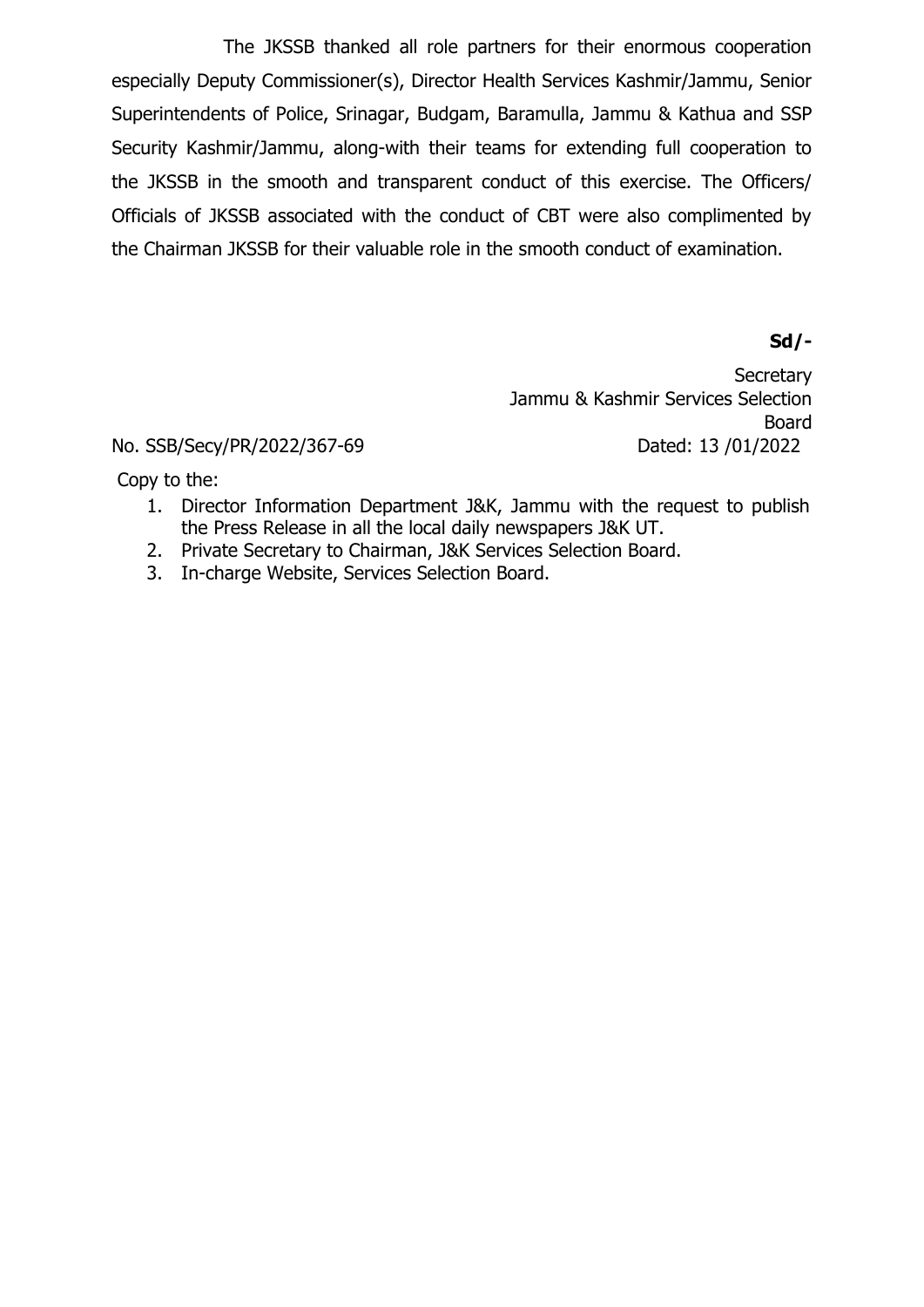The JKSSB thanked all role partners for their enormous cooperation especially Deputy Commissioner(s), Director Health Services Kashmir/Jammu, Senior Superintendents of Police, Srinagar, Budgam, Baramulla, Jammu & Kathua and SSP Security Kashmir/Jammu, along-with their teams for extending full cooperation to the JKSSB in the smooth and transparent conduct of this exercise. The Officers/ Officials of JKSSB associated with the conduct of CBT were also complimented by the Chairman JKSSB for their valuable role in the smooth conduct of examination.

**Sd/-**

Secretary
Jammu & Kashmir Services Selection Board

No. SSB/Secy/PR/2022/367-69 Dated: 13 /01/2022

Copy to the:

1. Director Information Department J&K, Jammu with the request to publish the Press Release in all the local daily newspapers J&K UT.
2. Private Secretary to Chairman, J&K Services Selection Board.
3. In-charge Website, Services Selection Board.